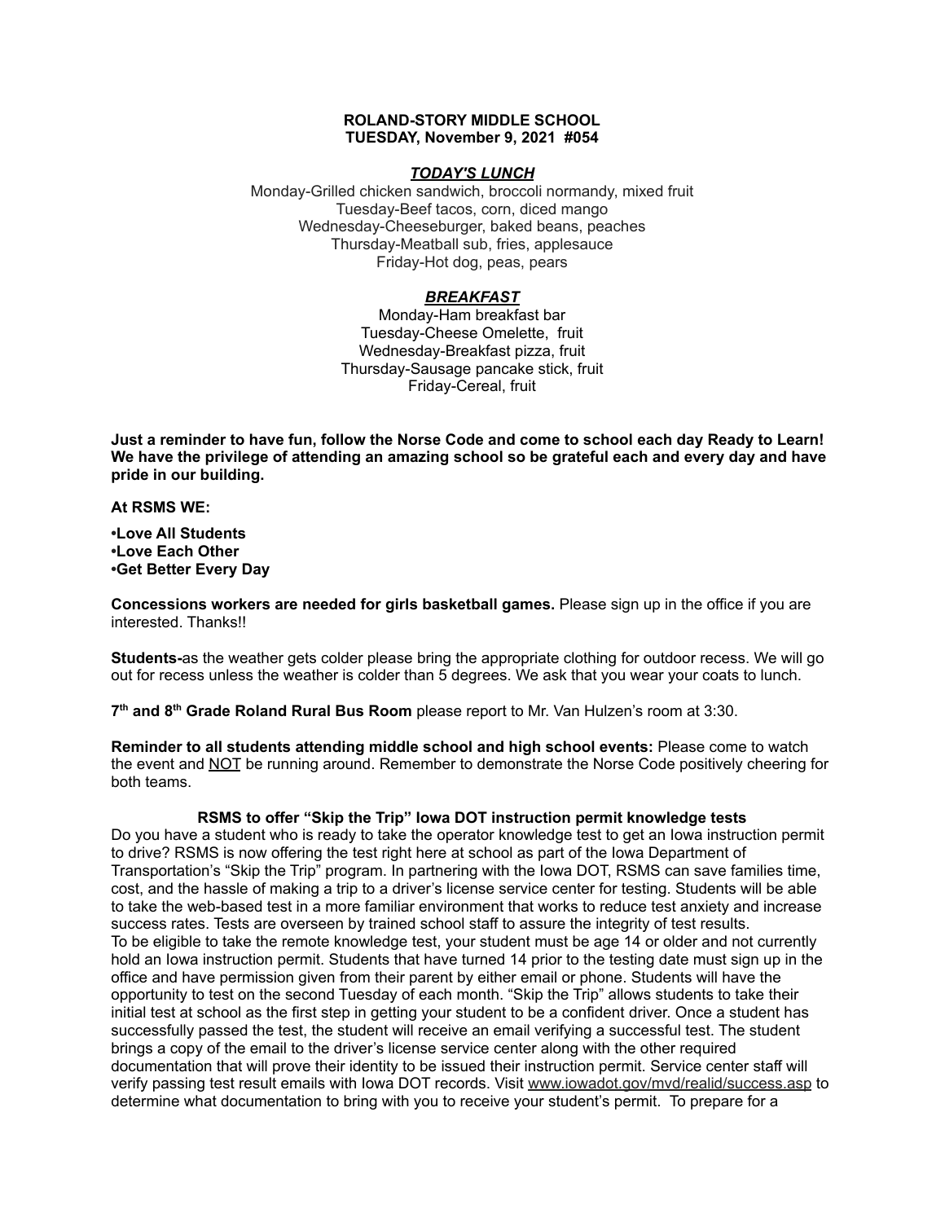**ROLAND-STORY MIDDLE SCHOOL**
**TUESDAY, November 9, 2021 #054**

***TODAY'S LUNCH***

Monday-Grilled chicken sandwich, broccoli normandy, mixed fruit
Tuesday-Beef tacos, corn, diced mango
Wednesday-Cheeseburger, baked beans, peaches
Thursday-Meatball sub, fries, applesauce
Friday-Hot dog, peas, pears

***BREAKFAST***

Monday-Ham breakfast bar
Tuesday-Cheese Omelette, fruit
Wednesday-Breakfast pizza, fruit
Thursday-Sausage pancake stick, fruit
Friday-Cereal, fruit

**Just a reminder to have fun, follow the Norse Code and come to school each day Ready to Learn! We have the privilege of attending an amazing school so be grateful each and every day and have pride in our building.**

**At RSMS WE:**

**•Love All Students**
**•Love Each Other**
**•Get Better Every Day**

**Concessions workers are needed for girls basketball games.** Please sign up in the office if you are interested. Thanks!!

**Students-**as the weather gets colder please bring the appropriate clothing for outdoor recess. We will go out for recess unless the weather is colder than 5 degrees. We ask that you wear your coats to lunch.

**7th and 8th Grade Roland Rural Bus Room** please report to Mr. Van Hulzen's room at 3:30.

**Reminder to all students attending middle school and high school events:** Please come to watch the event and NOT be running around. Remember to demonstrate the Norse Code positively cheering for both teams.

**RSMS to offer "Skip the Trip" Iowa DOT instruction permit knowledge tests**

Do you have a student who is ready to take the operator knowledge test to get an Iowa instruction permit to drive? RSMS is now offering the test right here at school as part of the Iowa Department of Transportation's "Skip the Trip" program. In partnering with the Iowa DOT, RSMS can save families time, cost, and the hassle of making a trip to a driver's license service center for testing. Students will be able to take the web-based test in a more familiar environment that works to reduce test anxiety and increase success rates. Tests are overseen by trained school staff to assure the integrity of test results.
To be eligible to take the remote knowledge test, your student must be age 14 or older and not currently hold an Iowa instruction permit. Students that have turned 14 prior to the testing date must sign up in the office and have permission given from their parent by either email or phone. Students will have the opportunity to test on the second Tuesday of each month. "Skip the Trip" allows students to take their initial test at school as the first step in getting your student to be a confident driver. Once a student has successfully passed the test, the student will receive an email verifying a successful test. The student brings a copy of the email to the driver's license service center along with the other required documentation that will prove their identity to be issued their instruction permit. Service center staff will verify passing test result emails with Iowa DOT records. Visit www.iowadot.gov/mvd/realid/success.asp to determine what documentation to bring with you to receive your student's permit. To prepare for a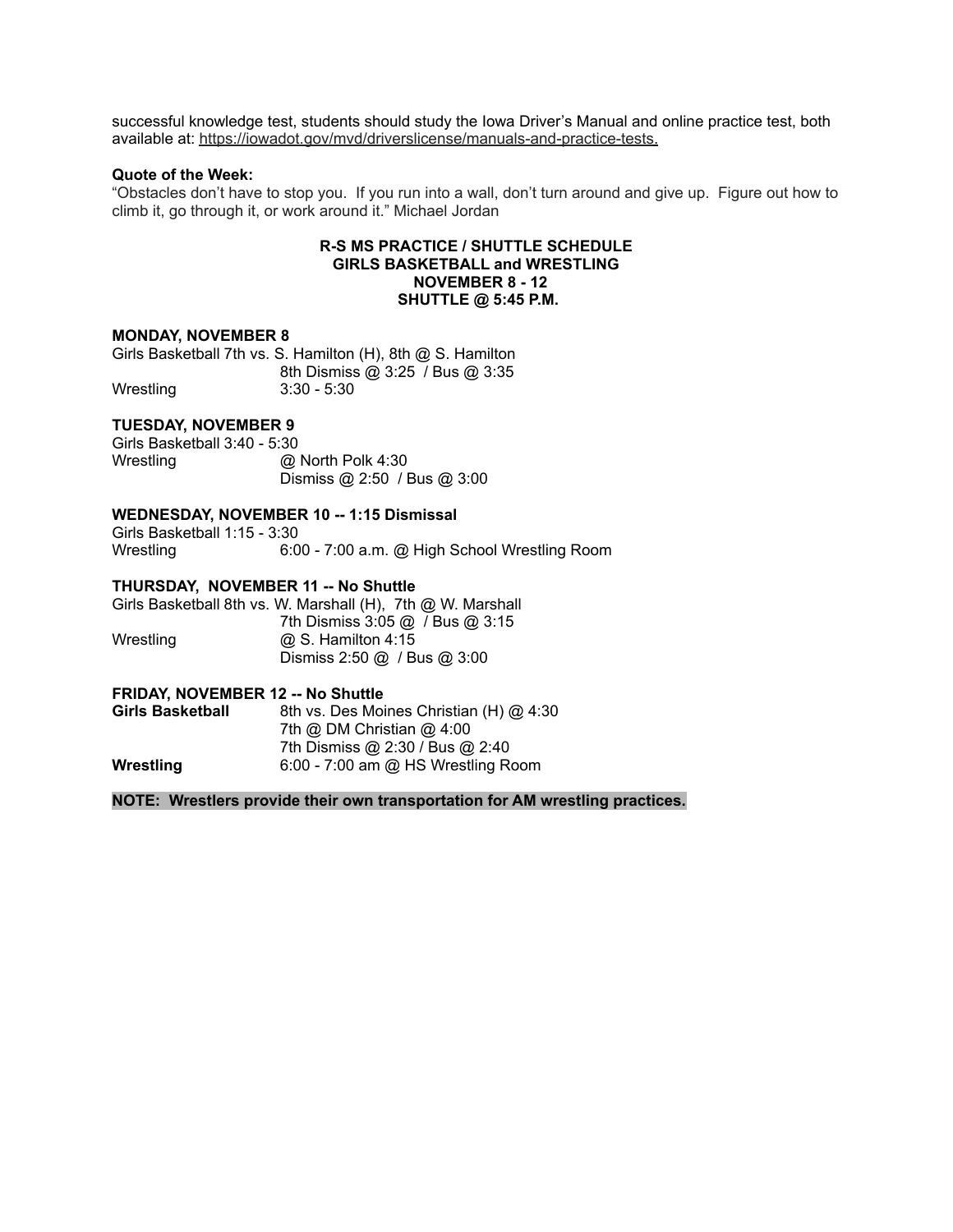successful knowledge test, students should study the Iowa Driver's Manual and online practice test, both available at: https://iowadot.gov/mvd/driverslicense/manuals-and-practice-tests.

**Quote of the Week:**
"Obstacles don't have to stop you. If you run into a wall, don't turn around and give up. Figure out how to climb it, go through it, or work around it." Michael Jordan

**R-S MS PRACTICE / SHUTTLE SCHEDULE**
**GIRLS BASKETBALL and WRESTLING**
**NOVEMBER 8 - 12**
**SHUTTLE @ 5:45 P.M.**

**MONDAY, NOVEMBER 8**
Girls Basketball 7th vs. S. Hamilton (H), 8th @ S. Hamilton
8th Dismiss @ 3:25 / Bus @ 3:35
Wrestling 3:30 - 5:30

**TUESDAY, NOVEMBER 9**
Girls Basketball 3:40 - 5:30
Wrestling @ North Polk 4:30
Dismiss @ 2:50 / Bus @ 3:00

**WEDNESDAY, NOVEMBER 10 -- 1:15 Dismissal**
Girls Basketball 1:15 - 3:30
Wrestling 6:00 - 7:00 a.m. @ High School Wrestling Room

**THURSDAY, NOVEMBER 11 -- No Shuttle**
Girls Basketball 8th vs. W. Marshall (H), 7th @ W. Marshall
7th Dismiss 3:05 @ / Bus @ 3:15
Wrestling @ S. Hamilton 4:15
Dismiss 2:50 @ / Bus @ 3:00

**FRIDAY, NOVEMBER 12 -- No Shuttle**
**Girls Basketball** 8th vs. Des Moines Christian (H) @ 4:30
7th @ DM Christian @ 4:00
7th Dismiss @ 2:30 / Bus @ 2:40
**Wrestling** 6:00 - 7:00 am @ HS Wrestling Room

**NOTE: Wrestlers provide their own transportation for AM wrestling practices.**